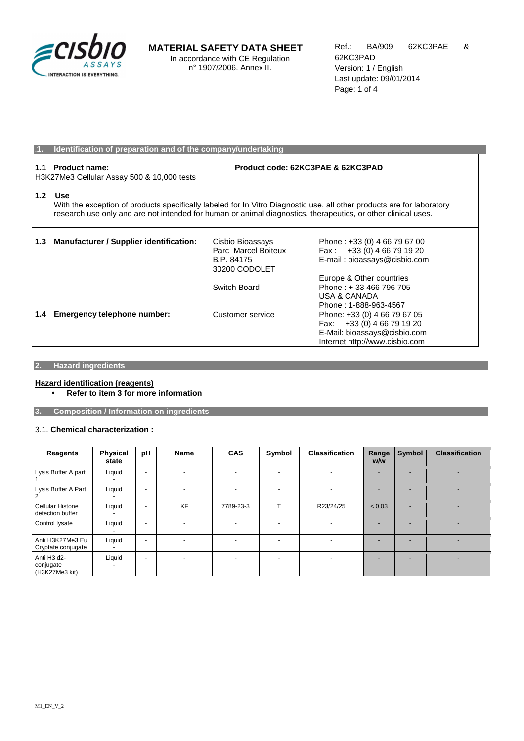**MATERIAL SAFETY DATA SHEET**
In accordance with CE Regulation n° 1907/2006. Annex II.

Ref.: BA/909 62KC3PAE & 62KC3PAD
Version: 1 / English
Last update: 09/01/2014

## 1. Identification of preparation and of the company/undertaking

**1.1 Product name:**
H3K27Me3 Cellular Assay 500 & 10,000 tests

**Product code: 62KC3PAE & 62KC3PAD**

**1.2 Use**
With the exception of products specifically labeled for In Vitro Diagnostic use, all other products are for laboratory research use only and are not intended for human or animal diagnostics, therapeutics, or other clinical uses.

**1.3 Manufacturer / Supplier identification:**

Cisbio Bioassays
Parc Marcel Boiteux
B.P. 84175
30200 CODOLET

Phone : +33 (0) 4 66 79 67 00
Fax : +33 (0) 4 66 79 19 20
E-mail : bioassays@cisbio.com

Switch Board

Europe & Other countries
Phone : + 33 466 796 705
USA & CANADA
Phone : 1-888-963-4567

**1.4 Emergency telephone number:**

Customer service

Phone: +33 (0) 4 66 79 67 05
Fax: +33 (0) 4 66 79 19 20
E-Mail: bioassays@cisbio.com
Internet http://www.cisbio.com

## 2. Hazard ingredients

**Hazard identification (reagents)**

- **Refer to item 3 for more information**

## 3. Composition / Information on ingredients

3.1. **Chemical characterization :**

| Reagents | Physical state | pH | Name | CAS | Symbol | Classification | Range w/w | Symbol | Classification |
|---|---|---|---|---|---|---|---|---|---|
| Lysis Buffer A part 1 | Liquid - | - | - | - | - | - | - | - | - |
| Lysis Buffer A Part 2 | Liquid - | - | - | - | - | - | - | - | - |
| Cellular Histone detection buffer | Liquid - | - | KF | 7789-23-3 | T | R23/24/25 | < 0,03 | - | - |
| Control lysate | Liquid - | - | - | - | - | - | - | - | - |
| Anti H3K27Me3 Eu Cryptate conjugate | Liquid - | - | - | - | - | - | - | - | - |
| Anti H3 d2-conjugate (H3K27Me3 kit) | Liquid - | - | - | - | - | - | - | - | - |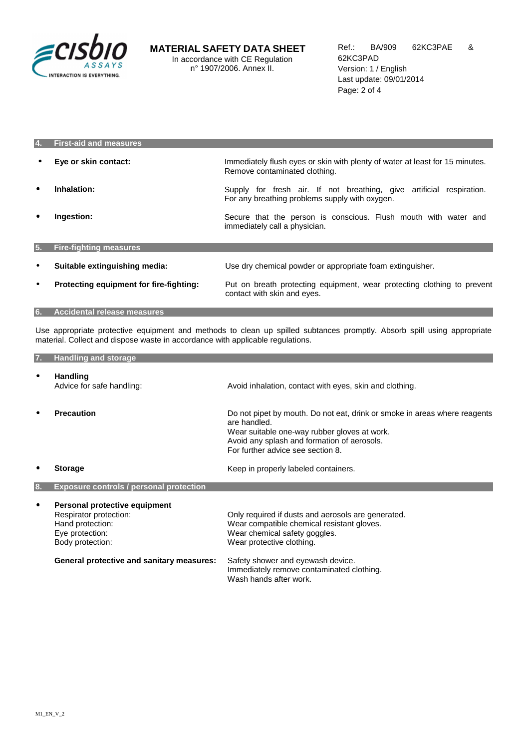## 4. First-aid and measures

- **Eye or skin contact:** Immediately flush eyes or skin with plenty of water at least for 15 minutes. Remove contaminated clothing.
- **Inhalation:** Supply for fresh air. If not breathing, give artificial respiration. For any breathing problems supply with oxygen.
- **Ingestion:** Secure that the person is conscious. Flush mouth with water and immediately call a physician.

## 5. Fire-fighting measures

- **Suitable extinguishing media:** Use dry chemical powder or appropriate foam extinguisher.
- **Protecting equipment for fire-fighting:** Put on breath protecting equipment, wear protecting clothing to prevent contact with skin and eyes.

## 6. Accidental release measures

Use appropriate protective equipment and methods to clean up spilled subtances promptly. Absorb spill using appropriate material. Collect and dispose waste in accordance with applicable regulations.

## 7. Handling and storage

- **Handling**
  Advice for safe handling: Avoid inhalation, contact with eyes, skin and clothing.
- **Precaution**
  Do not pipet by mouth. Do not eat, drink or smoke in areas where reagents are handled.
  Wear suitable one-way rubber gloves at work.
  Avoid any splash and formation of aerosols.
  For further advice see section 8.
- **Storage** Keep in properly labeled containers.

## 8. Exposure controls / personal protection

- **Personal protective equipment**
  - Respirator protection: Only required if dusts and aerosols are generated.
  - Hand protection: Wear compatible chemical resistant gloves.
  - Eye protection: Wear chemical safety goggles.
  - Body protection: Wear protective clothing.

**General protective and sanitary measures:**
Safety shower and eyewash device.
Immediately remove contaminated clothing.
Wash hands after work.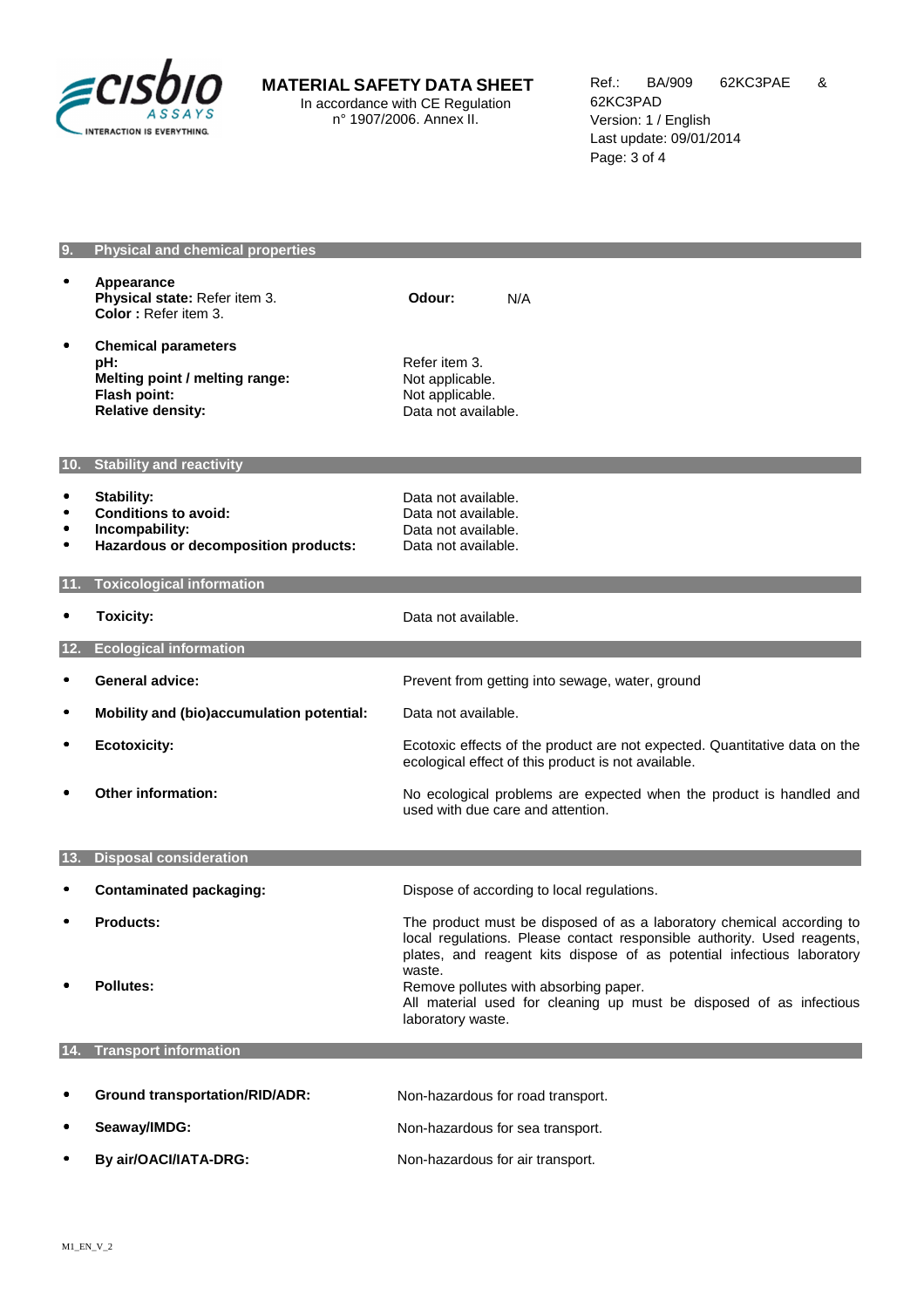## 9. Physical and chemical properties

- **Appearance**
  **Physical state:** Refer item 3.
  **Color :** Refer item 3.

  **Odour:** N/A

- **Chemical parameters**

| | |
|---|---|
| **pH:** | Refer item 3. |
| **Melting point / melting range:** | Not applicable. |
| **Flash point:** | Not applicable. |
| **Relative density:** | Data not available. |

## 10. Stability and reactivity

- **Stability:** Data not available.
- **Conditions to avoid:** Data not available.
- **Incompability:** Data not available.
- **Hazardous or decomposition products:** Data not available.

## 11. Toxicological information

- **Toxicity:** Data not available.

## 12. Ecological information

- **General advice:** Prevent from getting into sewage, water, ground
- **Mobility and (bio)accumulation potential:** Data not available.
- **Ecotoxicity:** Ecotoxic effects of the product are not expected. Quantitative data on the ecological effect of this product is not available.
- **Other information:** No ecological problems are expected when the product is handled and used with due care and attention.

## 13. Disposal consideration

- **Contaminated packaging:** Dispose of according to local regulations.
- **Products:** The product must be disposed of as a laboratory chemical according to local regulations. Please contact responsible authority. Used reagents, plates, and reagent kits dispose of as potential infectious laboratory waste.
- **Pollutes:** Remove pollutes with absorbing paper.
  All material used for cleaning up must be disposed of as infectious laboratory waste.

## 14. Transport information

- **Ground transportation/RID/ADR:** Non-hazardous for road transport.
- **Seaway/IMDG:** Non-hazardous for sea transport.
- **By air/OACI/IATA-DRG:** Non-hazardous for air transport.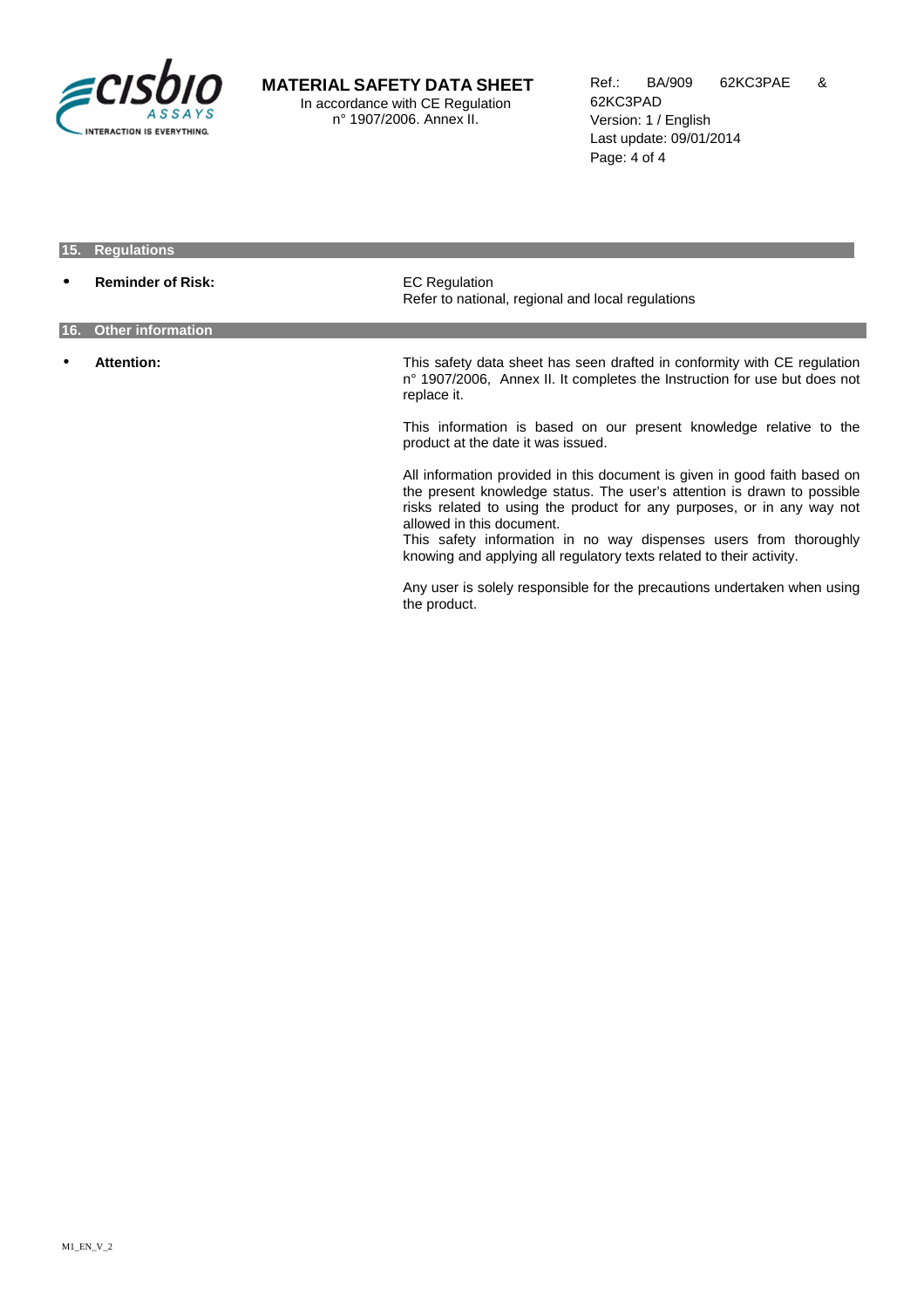## 15. Regulations

- **Reminder of Risk:**

  EC Regulation
  Refer to national, regional and local regulations

## 16. Other information

- **Attention:**

  This safety data sheet has seen drafted in conformity with CE regulation n° 1907/2006, Annex II. It completes the Instruction for use but does not replace it.

  This information is based on our present knowledge relative to the product at the date it was issued.

  All information provided in this document is given in good faith based on the present knowledge status. The user's attention is drawn to possible risks related to using the product for any purposes, or in any way not allowed in this document.
  This safety information in no way dispenses users from thoroughly knowing and applying all regulatory texts related to their activity.

  Any user is solely responsible for the precautions undertaken when using the product.